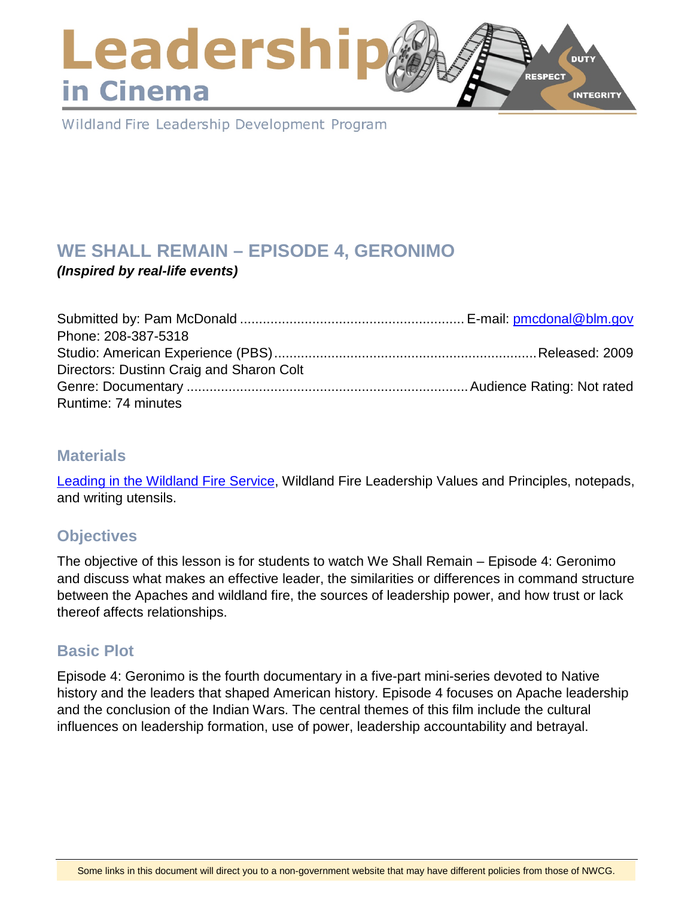# Leadership in Cinema

Wildland Fire Leadership Development Program

## WE SHALL REMAIN – EPISODE 4, GERONIMO

***(Inspired by real-life events)***

Submitted by: Pam McDonald .......................................................... E-mail: [pmcdonal@blm.gov](mailto:pmcdonal@blm.gov)
Phone: 208-387-5318
Studio: American Experience (PBS) .................................................................... Released: 2009
Directors: Dustinn Craig and Sharon Colt
Genre: Documentary ......................................................................... Audience Rating: Not rated
Runtime: 74 minutes

### Materials

[Leading in the Wildland Fire Service](), Wildland Fire Leadership Values and Principles, notepads, and writing utensils.

### Objectives

The objective of this lesson is for students to watch We Shall Remain – Episode 4: Geronimo and discuss what makes an effective leader, the similarities or differences in command structure between the Apaches and wildland fire, the sources of leadership power, and how trust or lack thereof affects relationships.

### Basic Plot

Episode 4: Geronimo is the fourth documentary in a five-part mini-series devoted to Native history and the leaders that shaped American history. Episode 4 focuses on Apache leadership and the conclusion of the Indian Wars. The central themes of this film include the cultural influences on leadership formation, use of power, leadership accountability and betrayal.

Some links in this document will direct you to a non-government website that may have different policies from those of NWCG.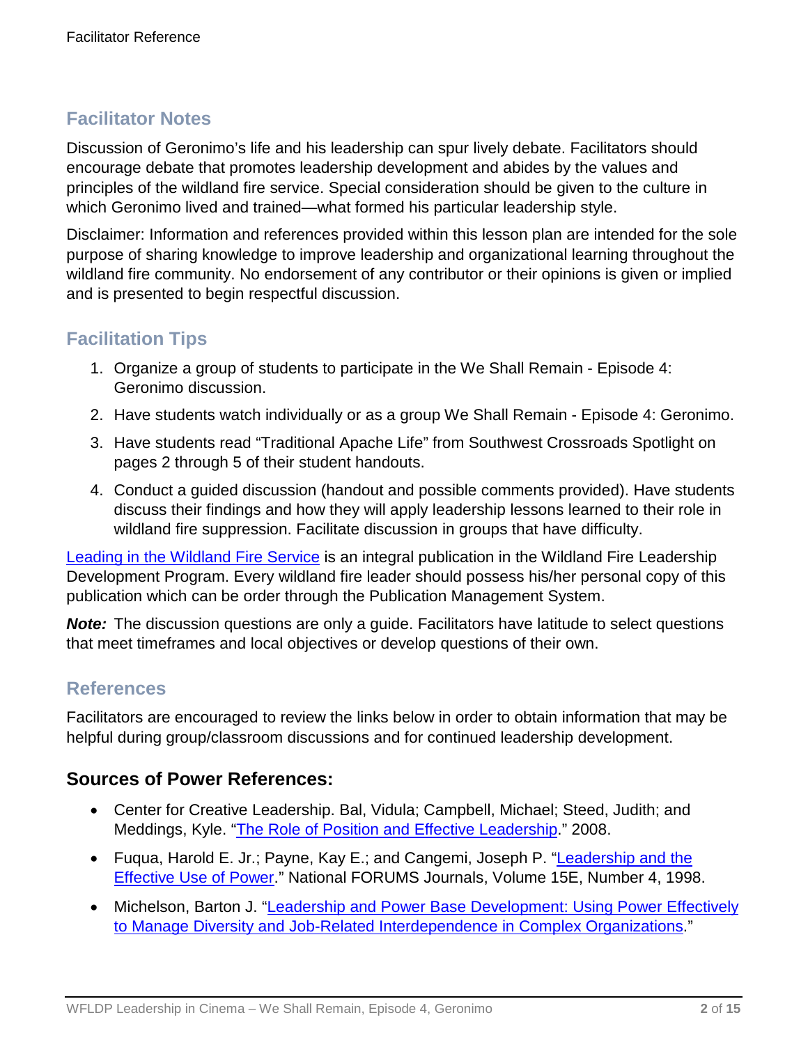## Facilitator Notes

Discussion of Geronimo's life and his leadership can spur lively debate. Facilitators should encourage debate that promotes leadership development and abides by the values and principles of the wildland fire service. Special consideration should be given to the culture in which Geronimo lived and trained—what formed his particular leadership style.

Disclaimer: Information and references provided within this lesson plan are intended for the sole purpose of sharing knowledge to improve leadership and organizational learning throughout the wildland fire community. No endorsement of any contributor or their opinions is given or implied and is presented to begin respectful discussion.

## Facilitation Tips

1. Organize a group of students to participate in the We Shall Remain - Episode 4: Geronimo discussion.
2. Have students watch individually or as a group We Shall Remain - Episode 4: Geronimo.
3. Have students read "Traditional Apache Life" from Southwest Crossroads Spotlight on pages 2 through 5 of their student handouts.
4. Conduct a guided discussion (handout and possible comments provided). Have students discuss their findings and how they will apply leadership lessons learned to their role in wildland fire suppression. Facilitate discussion in groups that have difficulty.

Leading in the Wildland Fire Service is an integral publication in the Wildland Fire Leadership Development Program. Every wildland fire leader should possess his/her personal copy of this publication which can be order through the Publication Management System.

***Note:*** The discussion questions are only a guide. Facilitators have latitude to select questions that meet timeframes and local objectives or develop questions of their own.

## References

Facilitators are encouraged to review the links below in order to obtain information that may be helpful during group/classroom discussions and for continued leadership development.

### Sources of Power References:

- Center for Creative Leadership. Bal, Vidula; Campbell, Michael; Steed, Judith; and Meddings, Kyle. "The Role of Position and Effective Leadership." 2008.
- Fuqua, Harold E. Jr.; Payne, Kay E.; and Cangemi, Joseph P. "Leadership and the Effective Use of Power." National FORUMS Journals, Volume 15E, Number 4, 1998.
- Michelson, Barton J. "Leadership and Power Base Development: Using Power Effectively to Manage Diversity and Job-Related Interdependence in Complex Organizations."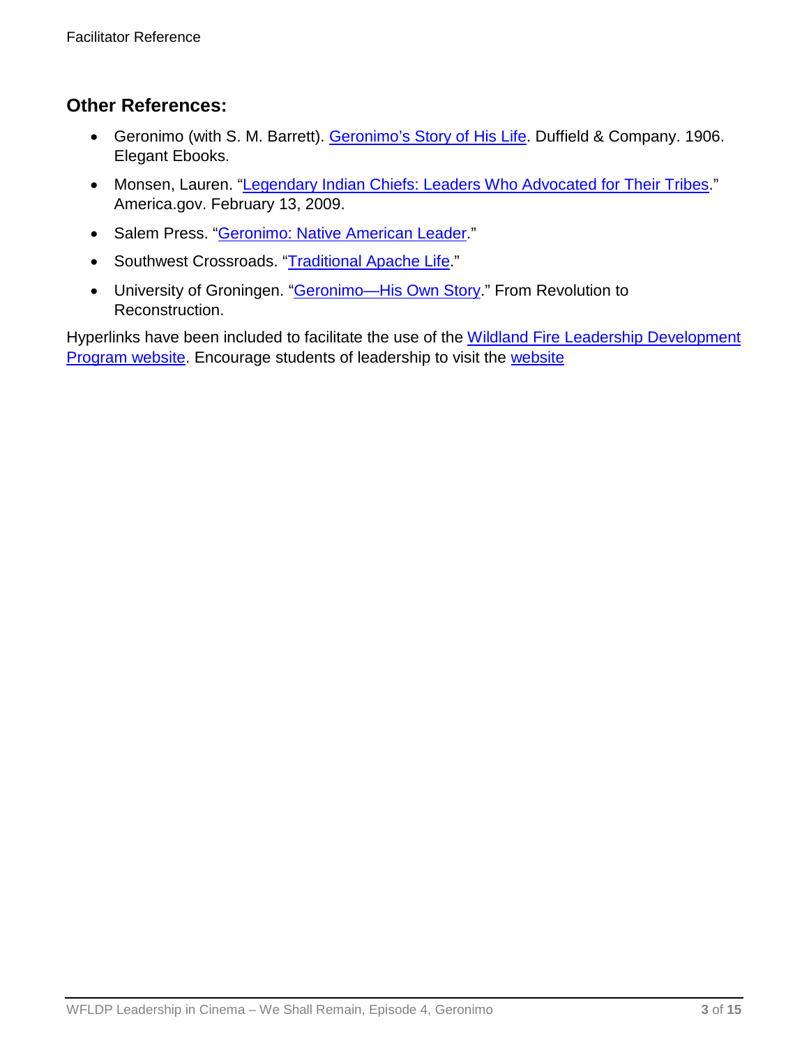## Other References:

- Geronimo (with S. M. Barrett). Geronimo's Story of His Life. Duffield & Company. 1906. Elegant Ebooks.
- Monsen, Lauren. "Legendary Indian Chiefs: Leaders Who Advocated for Their Tribes." America.gov. February 13, 2009.
- Salem Press. "Geronimo: Native American Leader."
- Southwest Crossroads. "Traditional Apache Life."
- University of Groningen. "Geronimo—His Own Story." From Revolution to Reconstruction.

Hyperlinks have been included to facilitate the use of the Wildland Fire Leadership Development Program website. Encourage students of leadership to visit the website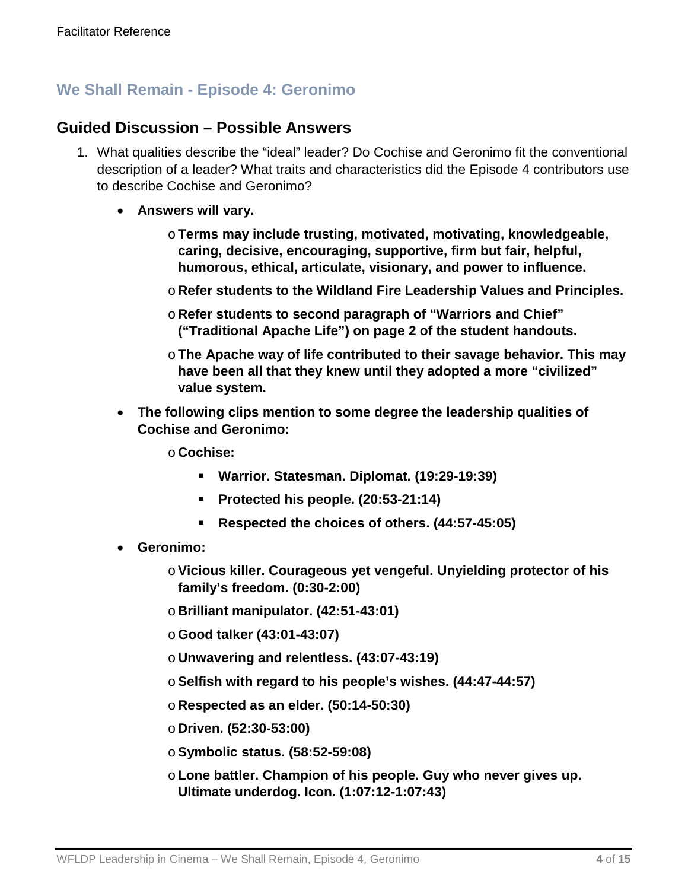## We Shall Remain - Episode 4: Geronimo

### Guided Discussion – Possible Answers

1. What qualities describe the "ideal" leader? Do Cochise and Geronimo fit the conventional description of a leader? What traits and characteristics did the Episode 4 contributors use to describe Cochise and Geronimo?

   - **Answers will vary.**
     - **Terms may include trusting, motivated, motivating, knowledgeable, caring, decisive, encouraging, supportive, firm but fair, helpful, humorous, ethical, articulate, visionary, and power to influence.**
     - **Refer students to the Wildland Fire Leadership Values and Principles.**
     - **Refer students to second paragraph of "Warriors and Chief" ("Traditional Apache Life") on page 2 of the student handouts.**
     - **The Apache way of life contributed to their savage behavior. This may have been all that they knew until they adopted a more "civilized" value system.**
   - **The following clips mention to some degree the leadership qualities of Cochise and Geronimo:**
     - **Cochise:**
       - **Warrior. Statesman. Diplomat. (19:29-19:39)**
       - **Protected his people. (20:53-21:14)**
       - **Respected the choices of others. (44:57-45:05)**
   - **Geronimo:**
     - **Vicious killer. Courageous yet vengeful. Unyielding protector of his family's freedom. (0:30-2:00)**
     - **Brilliant manipulator. (42:51-43:01)**
     - **Good talker (43:01-43:07)**
     - **Unwavering and relentless. (43:07-43:19)**
     - **Selfish with regard to his people's wishes. (44:47-44:57)**
     - **Respected as an elder. (50:14-50:30)**
     - **Driven. (52:30-53:00)**
     - **Symbolic status. (58:52-59:08)**
     - **Lone battler. Champion of his people. Guy who never gives up. Ultimate underdog. Icon. (1:07:12-1:07:43)**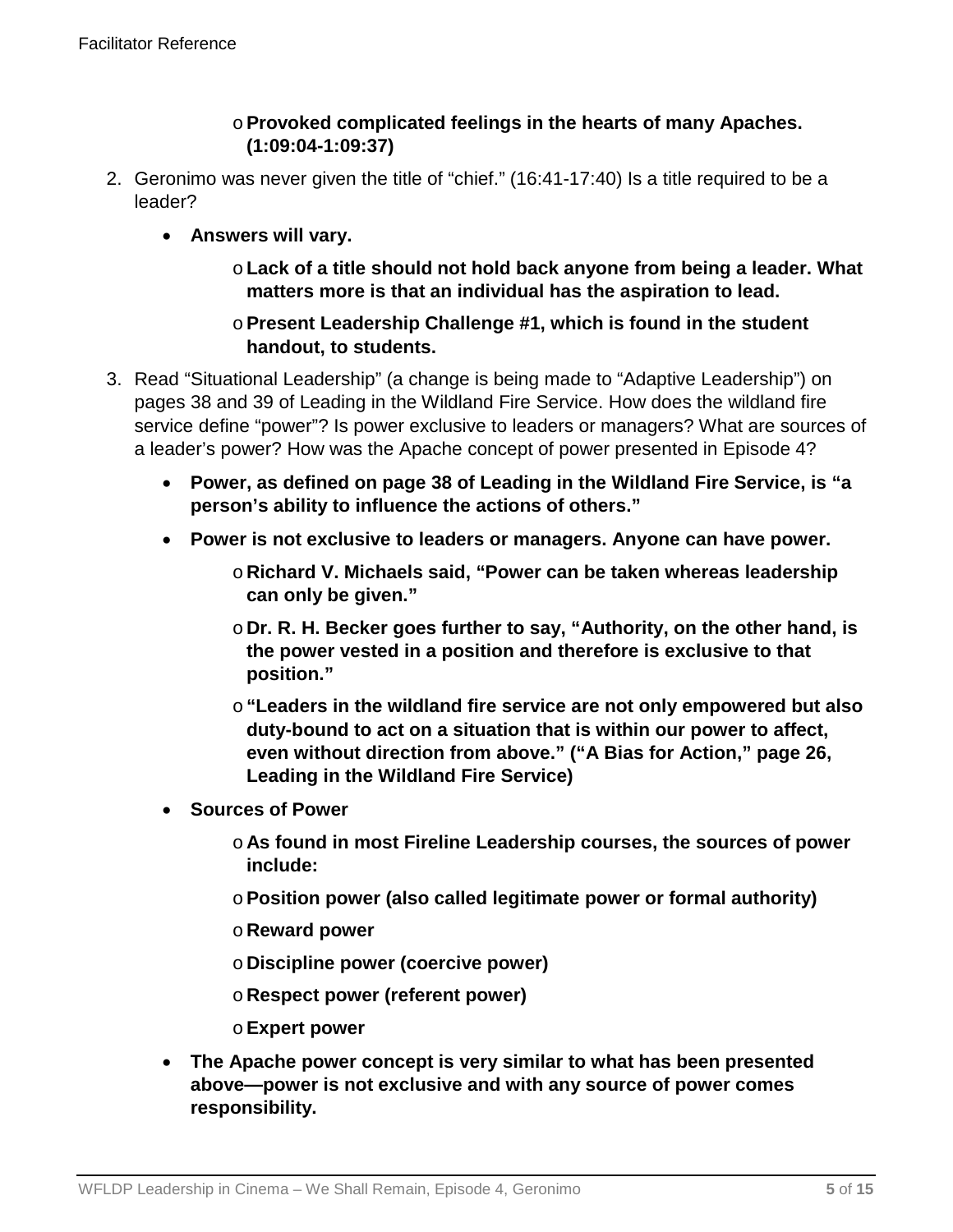- **Provoked complicated feelings in the hearts of many Apaches. (1:09:04-1:09:37)**

2. Geronimo was never given the title of “chief.” (16:41-17:40) Is a title required to be a leader?

   - **Answers will vary.**
     - **Lack of a title should not hold back anyone from being a leader. What matters more is that an individual has the aspiration to lead.**
     - **Present Leadership Challenge #1, which is found in the student handout, to students.**

3. Read “Situational Leadership” (a change is being made to “Adaptive Leadership”) on pages 38 and 39 of Leading in the Wildland Fire Service. How does the wildland fire service define “power”? Is power exclusive to leaders or managers? What are sources of a leader’s power? How was the Apache concept of power presented in Episode 4?

   - **Power, as defined on page 38 of Leading in the Wildland Fire Service, is “a person’s ability to influence the actions of others.”**
   - **Power is not exclusive to leaders or managers. Anyone can have power.**
     - **Richard V. Michaels said, “Power can be taken whereas leadership can only be given.”**
     - **Dr. R. H. Becker goes further to say, “Authority, on the other hand, is the power vested in a position and therefore is exclusive to that position.”**
     - **“Leaders in the wildland fire service are not only empowered but also duty-bound to act on a situation that is within our power to affect, even without direction from above.” (“A Bias for Action,” page 26, Leading in the Wildland Fire Service)**
   - **Sources of Power**
     - **As found in most Fireline Leadership courses, the sources of power include:**
     - **Position power (also called legitimate power or formal authority)**
     - **Reward power**
     - **Discipline power (coercive power)**
     - **Respect power (referent power)**
     - **Expert power**
   - **The Apache power concept is very similar to what has been presented above—power is not exclusive and with any source of power comes responsibility.**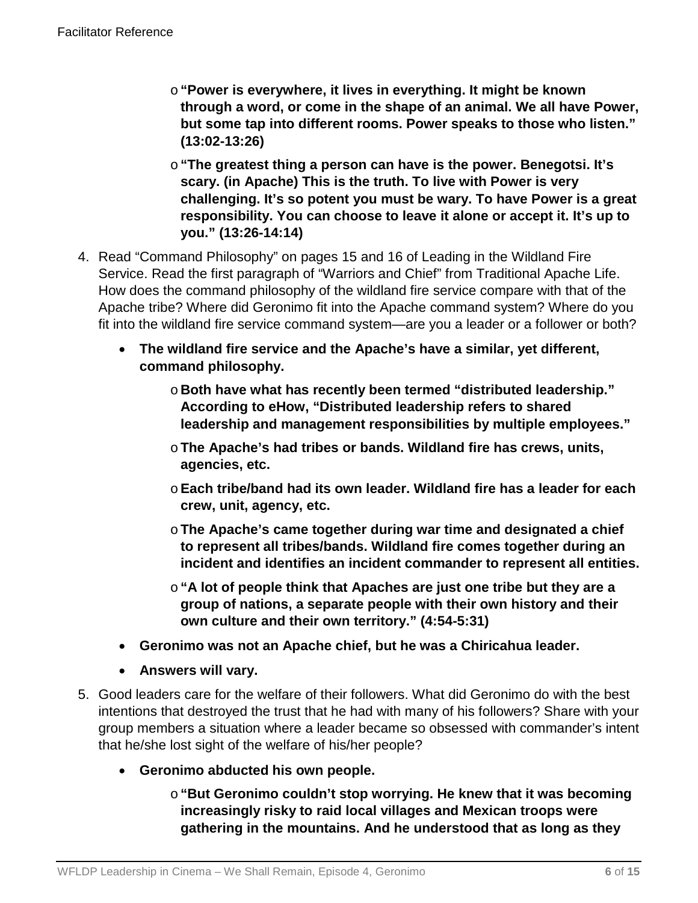- **"Power is everywhere, it lives in everything. It might be known through a word, or come in the shape of an animal. We all have Power, but some tap into different rooms. Power speaks to those who listen." (13:02-13:26)**
- **"The greatest thing a person can have is the power. Benegotsi. It's scary. (in Apache) This is the truth. To live with Power is very challenging. It's so potent you must be wary. To have Power is a great responsibility. You can choose to leave it alone or accept it. It's up to you." (13:26-14:14)**

4. Read "Command Philosophy" on pages 15 and 16 of Leading in the Wildland Fire Service. Read the first paragraph of "Warriors and Chief" from Traditional Apache Life. How does the command philosophy of the wildland fire service compare with that of the Apache tribe? Where did Geronimo fit into the Apache command system? Where do you fit into the wildland fire service command system—are you a leader or a follower or both?

   - **The wildland fire service and the Apache's have a similar, yet different, command philosophy.**
     - **Both have what has recently been termed "distributed leadership." According to eHow, "Distributed leadership refers to shared leadership and management responsibilities by multiple employees."**
     - **The Apache's had tribes or bands. Wildland fire has crews, units, agencies, etc.**
     - **Each tribe/band had its own leader. Wildland fire has a leader for each crew, unit, agency, etc.**
     - **The Apache's came together during war time and designated a chief to represent all tribes/bands. Wildland fire comes together during an incident and identifies an incident commander to represent all entities.**
     - **"A lot of people think that Apaches are just one tribe but they are a group of nations, a separate people with their own history and their own culture and their own territory." (4:54-5:31)**
   - **Geronimo was not an Apache chief, but he was a Chiricahua leader.**
   - **Answers will vary.**

5. Good leaders care for the welfare of their followers. What did Geronimo do with the best intentions that destroyed the trust that he had with many of his followers? Share with your group members a situation where a leader became so obsessed with commander's intent that he/she lost sight of the welfare of his/her people?

   - **Geronimo abducted his own people.**
     - **"But Geronimo couldn't stop worrying. He knew that it was becoming increasingly risky to raid local villages and Mexican troops were gathering in the mountains. And he understood that as long as they**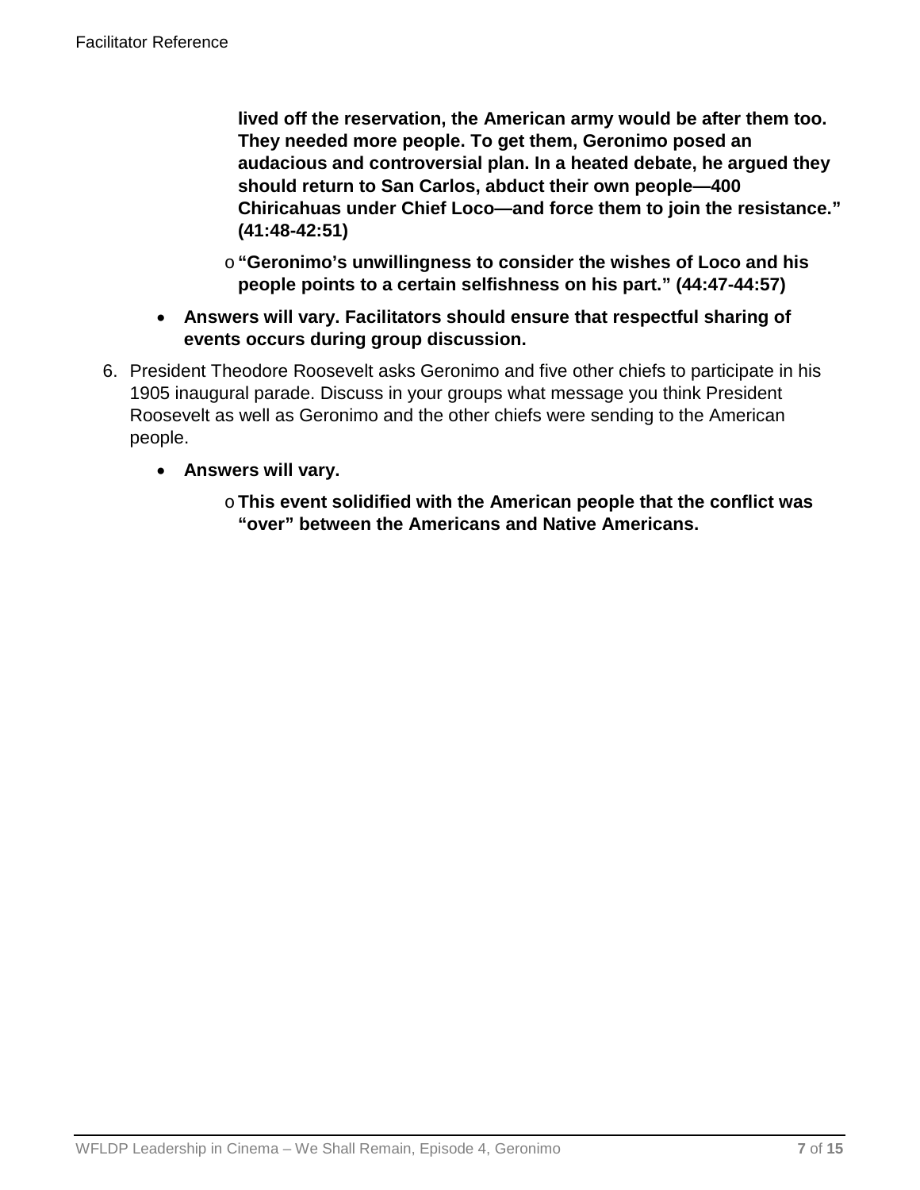**lived off the reservation, the American army would be after them too. They needed more people. To get them, Geronimo posed an audacious and controversial plan. In a heated debate, he argued they should return to San Carlos, abduct their own people—400 Chiricahuas under Chief Loco—and force them to join the resistance." (41:48-42:51)**

  - **"Geronimo's unwillingness to consider the wishes of Loco and his people points to a certain selfishness on his part." (44:47-44:57)**

- **Answers will vary. Facilitators should ensure that respectful sharing of events occurs during group discussion.**

6. President Theodore Roosevelt asks Geronimo and five other chiefs to participate in his 1905 inaugural parade. Discuss in your groups what message you think President Roosevelt as well as Geronimo and the other chiefs were sending to the American people.

   - **Answers will vary.**
     - **This event solidified with the American people that the conflict was "over" between the Americans and Native Americans.**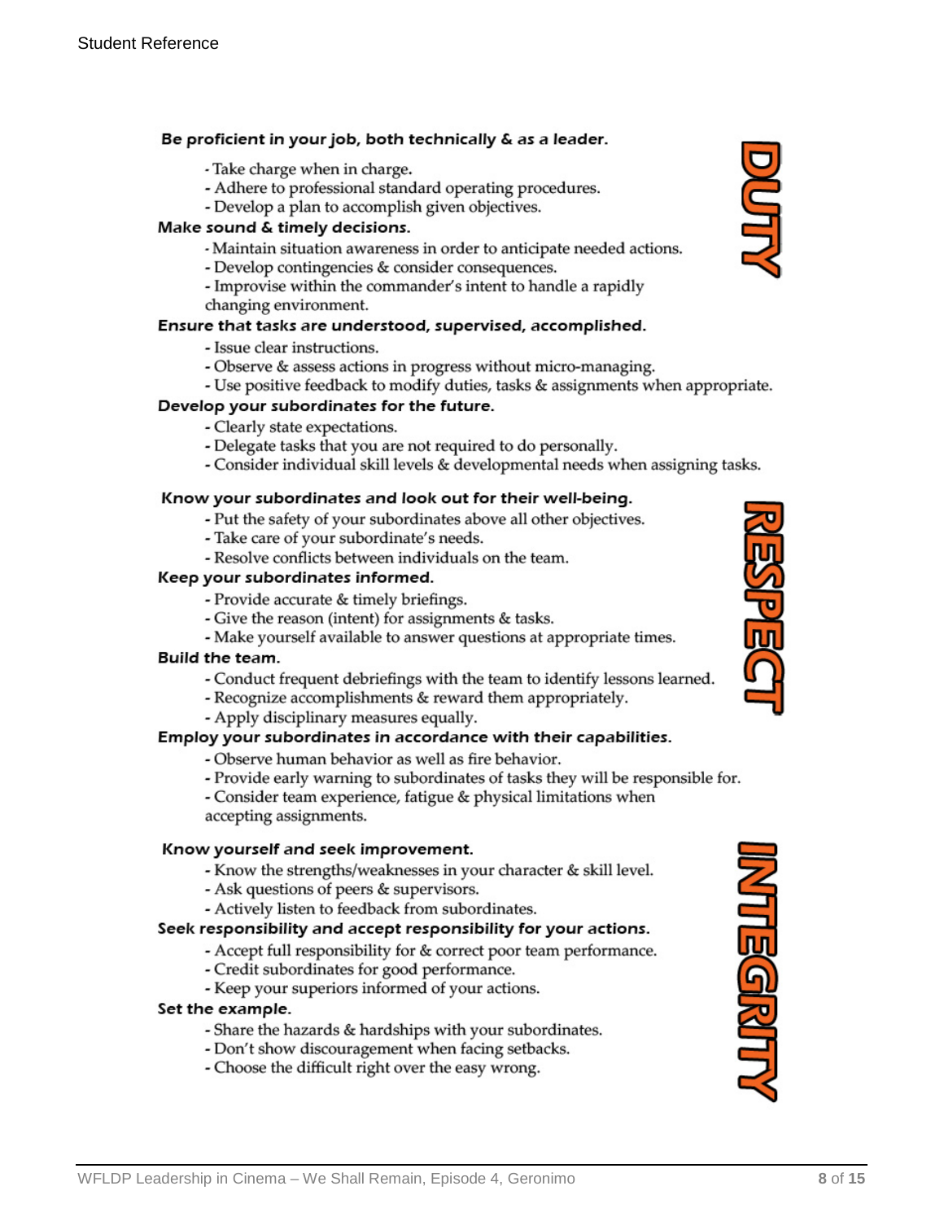## DUTY

**Be proficient in your job, both technically & as a leader.**

- Take charge when in charge.
- Adhere to professional standard operating procedures.
- Develop a plan to accomplish given objectives.

**Make sound & timely decisions.**

- Maintain situation awareness in order to anticipate needed actions.
- Develop contingencies & consider consequences.
- Improvise within the commander's intent to handle a rapidly changing environment.

**Ensure that tasks are understood, supervised, accomplished.**

- Issue clear instructions.
- Observe & assess actions in progress without micro-managing.
- Use positive feedback to modify duties, tasks & assignments when appropriate.

**Develop your subordinates for the future.**

- Clearly state expectations.
- Delegate tasks that you are not required to do personally.
- Consider individual skill levels & developmental needs when assigning tasks.

## RESPECT

**Know your subordinates and look out for their well-being.**

- Put the safety of your subordinates above all other objectives.
- Take care of your subordinate's needs.
- Resolve conflicts between individuals on the team.

**Keep your subordinates informed.**

- Provide accurate & timely briefings.
- Give the reason (intent) for assignments & tasks.
- Make yourself available to answer questions at appropriate times.

**Build the team.**

- Conduct frequent debriefings with the team to identify lessons learned.
- Recognize accomplishments & reward them appropriately.
- Apply disciplinary measures equally.

**Employ your subordinates in accordance with their capabilities.**

- Observe human behavior as well as fire behavior.
- Provide early warning to subordinates of tasks they will be responsible for.
- Consider team experience, fatigue & physical limitations when accepting assignments.

## INTEGRITY

**Know yourself and seek improvement.**

- Know the strengths/weaknesses in your character & skill level.
- Ask questions of peers & supervisors.
- Actively listen to feedback from subordinates.

**Seek responsibility and accept responsibility for your actions.**

- Accept full responsibility for & correct poor team performance.
- Credit subordinates for good performance.
- Keep your superiors informed of your actions.

**Set the example.**

- Share the hazards & hardships with your subordinates.
- Don't show discouragement when facing setbacks.
- Choose the difficult right over the easy wrong.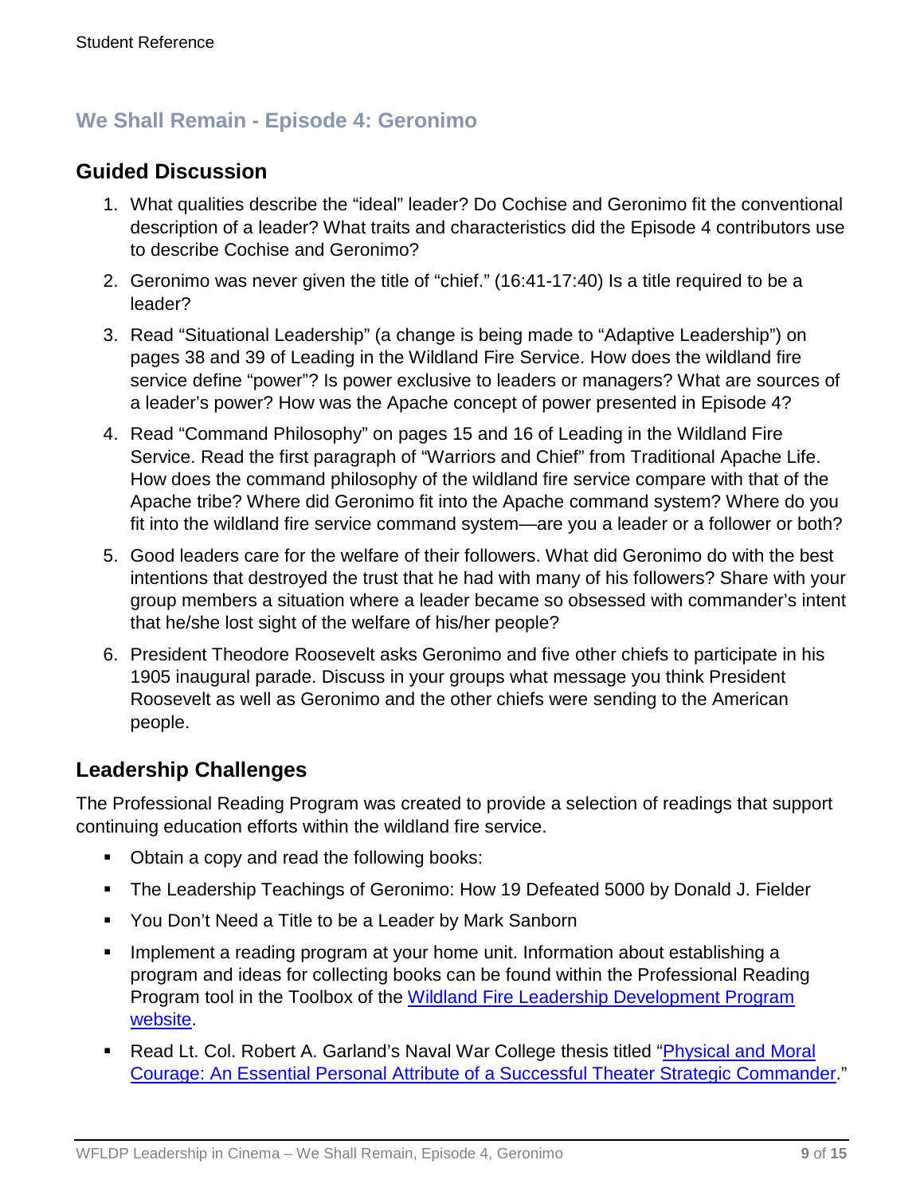## We Shall Remain - Episode 4: Geronimo

### Guided Discussion

1. What qualities describe the "ideal" leader? Do Cochise and Geronimo fit the conventional description of a leader? What traits and characteristics did the Episode 4 contributors use to describe Cochise and Geronimo?
2. Geronimo was never given the title of "chief." (16:41-17:40) Is a title required to be a leader?
3. Read "Situational Leadership" (a change is being made to "Adaptive Leadership") on pages 38 and 39 of Leading in the Wildland Fire Service. How does the wildland fire service define "power"? Is power exclusive to leaders or managers? What are sources of a leader's power? How was the Apache concept of power presented in Episode 4?
4. Read "Command Philosophy" on pages 15 and 16 of Leading in the Wildland Fire Service. Read the first paragraph of "Warriors and Chief" from Traditional Apache Life. How does the command philosophy of the wildland fire service compare with that of the Apache tribe? Where did Geronimo fit into the Apache command system? Where do you fit into the wildland fire service command system—are you a leader or a follower or both?
5. Good leaders care for the welfare of their followers. What did Geronimo do with the best intentions that destroyed the trust that he had with many of his followers? Share with your group members a situation where a leader became so obsessed with commander's intent that he/she lost sight of the welfare of his/her people?
6. President Theodore Roosevelt asks Geronimo and five other chiefs to participate in his 1905 inaugural parade. Discuss in your groups what message you think President Roosevelt as well as Geronimo and the other chiefs were sending to the American people.

### Leadership Challenges

The Professional Reading Program was created to provide a selection of readings that support continuing education efforts within the wildland fire service.

- Obtain a copy and read the following books:
- The Leadership Teachings of Geronimo: How 19 Defeated 5000 by Donald J. Fielder
- You Don't Need a Title to be a Leader by Mark Sanborn
- Implement a reading program at your home unit. Information about establishing a program and ideas for collecting books can be found within the Professional Reading Program tool in the Toolbox of the Wildland Fire Leadership Development Program website.
- Read Lt. Col. Robert A. Garland's Naval War College thesis titled "Physical and Moral Courage: An Essential Personal Attribute of a Successful Theater Strategic Commander."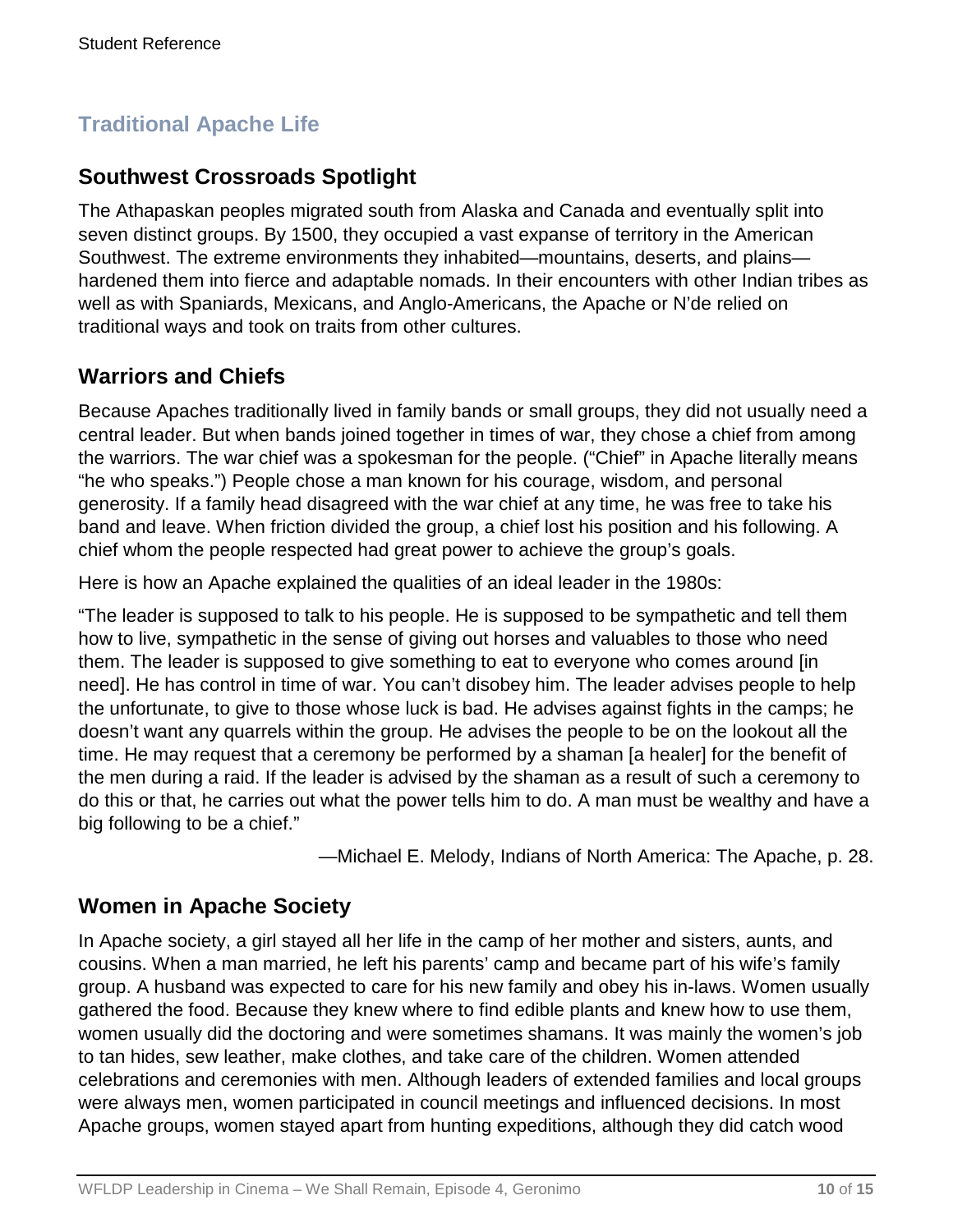# Traditional Apache Life

## Southwest Crossroads Spotlight

The Athapaskan peoples migrated south from Alaska and Canada and eventually split into seven distinct groups. By 1500, they occupied a vast expanse of territory in the American Southwest. The extreme environments they inhabited—mountains, deserts, and plains—hardened them into fierce and adaptable nomads. In their encounters with other Indian tribes as well as with Spaniards, Mexicans, and Anglo-Americans, the Apache or N'de relied on traditional ways and took on traits from other cultures.

## Warriors and Chiefs

Because Apaches traditionally lived in family bands or small groups, they did not usually need a central leader. But when bands joined together in times of war, they chose a chief from among the warriors. The war chief was a spokesman for the people. ("Chief" in Apache literally means "he who speaks.") People chose a man known for his courage, wisdom, and personal generosity. If a family head disagreed with the war chief at any time, he was free to take his band and leave. When friction divided the group, a chief lost his position and his following. A chief whom the people respected had great power to achieve the group's goals.

Here is how an Apache explained the qualities of an ideal leader in the 1980s:

"The leader is supposed to talk to his people. He is supposed to be sympathetic and tell them how to live, sympathetic in the sense of giving out horses and valuables to those who need them. The leader is supposed to give something to eat to everyone who comes around [in need]. He has control in time of war. You can't disobey him. The leader advises people to help the unfortunate, to give to those whose luck is bad. He advises against fights in the camps; he doesn't want any quarrels within the group. He advises the people to be on the lookout all the time. He may request that a ceremony be performed by a shaman [a healer] for the benefit of the men during a raid. If the leader is advised by the shaman as a result of such a ceremony to do this or that, he carries out what the power tells him to do. A man must be wealthy and have a big following to be a chief."

—Michael E. Melody, Indians of North America: The Apache, p. 28.

## Women in Apache Society

In Apache society, a girl stayed all her life in the camp of her mother and sisters, aunts, and cousins. When a man married, he left his parents' camp and became part of his wife's family group. A husband was expected to care for his new family and obey his in-laws. Women usually gathered the food. Because they knew where to find edible plants and knew how to use them, women usually did the doctoring and were sometimes shamans. It was mainly the women's job to tan hides, sew leather, make clothes, and take care of the children. Women attended celebrations and ceremonies with men. Although leaders of extended families and local groups were always men, women participated in council meetings and influenced decisions. In most Apache groups, women stayed apart from hunting expeditions, although they did catch wood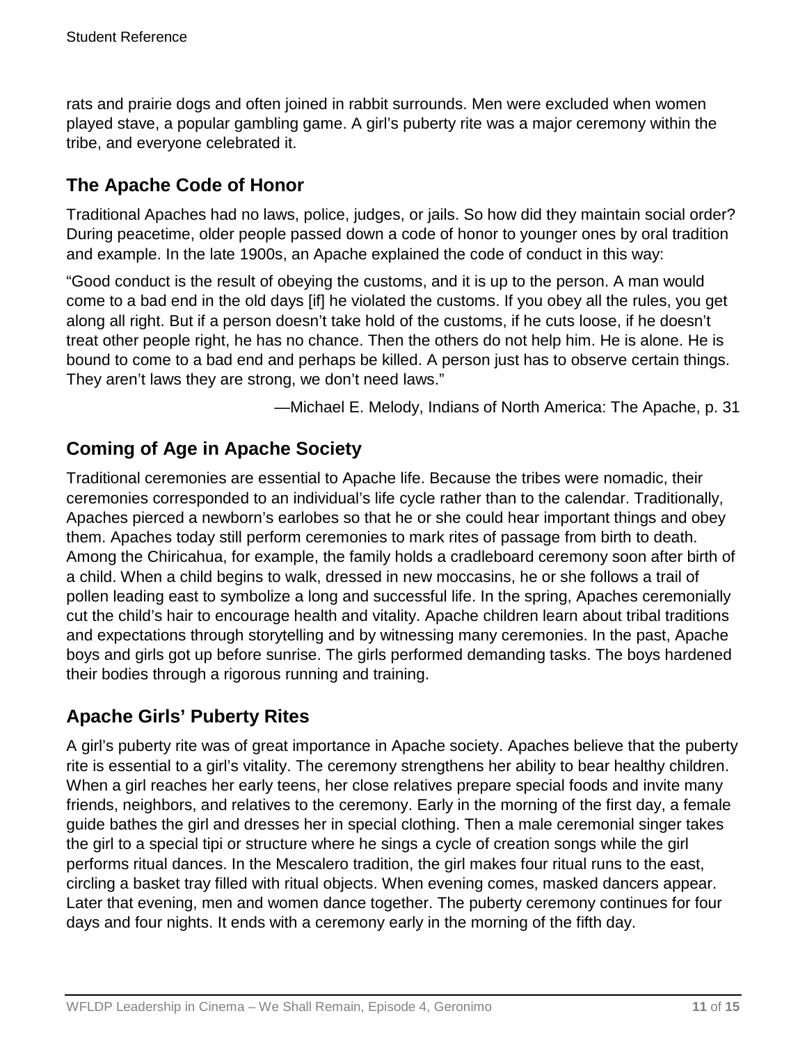rats and prairie dogs and often joined in rabbit surrounds. Men were excluded when women played stave, a popular gambling game. A girl's puberty rite was a major ceremony within the tribe, and everyone celebrated it.

## The Apache Code of Honor

Traditional Apaches had no laws, police, judges, or jails. So how did they maintain social order? During peacetime, older people passed down a code of honor to younger ones by oral tradition and example. In the late 1900s, an Apache explained the code of conduct in this way:

"Good conduct is the result of obeying the customs, and it is up to the person. A man would come to a bad end in the old days [if] he violated the customs. If you obey all the rules, you get along all right. But if a person doesn't take hold of the customs, if he cuts loose, if he doesn't treat other people right, he has no chance. Then the others do not help him. He is alone. He is bound to come to a bad end and perhaps be killed. A person just has to observe certain things. They aren't laws they are strong, we don't need laws."

—Michael E. Melody, Indians of North America: The Apache, p. 31

## Coming of Age in Apache Society

Traditional ceremonies are essential to Apache life. Because the tribes were nomadic, their ceremonies corresponded to an individual's life cycle rather than to the calendar. Traditionally, Apaches pierced a newborn's earlobes so that he or she could hear important things and obey them. Apaches today still perform ceremonies to mark rites of passage from birth to death. Among the Chiricahua, for example, the family holds a cradleboard ceremony soon after birth of a child. When a child begins to walk, dressed in new moccasins, he or she follows a trail of pollen leading east to symbolize a long and successful life. In the spring, Apaches ceremonially cut the child's hair to encourage health and vitality. Apache children learn about tribal traditions and expectations through storytelling and by witnessing many ceremonies. In the past, Apache boys and girls got up before sunrise. The girls performed demanding tasks. The boys hardened their bodies through a rigorous running and training.

## Apache Girls' Puberty Rites

A girl's puberty rite was of great importance in Apache society. Apaches believe that the puberty rite is essential to a girl's vitality. The ceremony strengthens her ability to bear healthy children. When a girl reaches her early teens, her close relatives prepare special foods and invite many friends, neighbors, and relatives to the ceremony. Early in the morning of the first day, a female guide bathes the girl and dresses her in special clothing. Then a male ceremonial singer takes the girl to a special tipi or structure where he sings a cycle of creation songs while the girl performs ritual dances. In the Mescalero tradition, the girl makes four ritual runs to the east, circling a basket tray filled with ritual objects. When evening comes, masked dancers appear. Later that evening, men and women dance together. The puberty ceremony continues for four days and four nights. It ends with a ceremony early in the morning of the fifth day.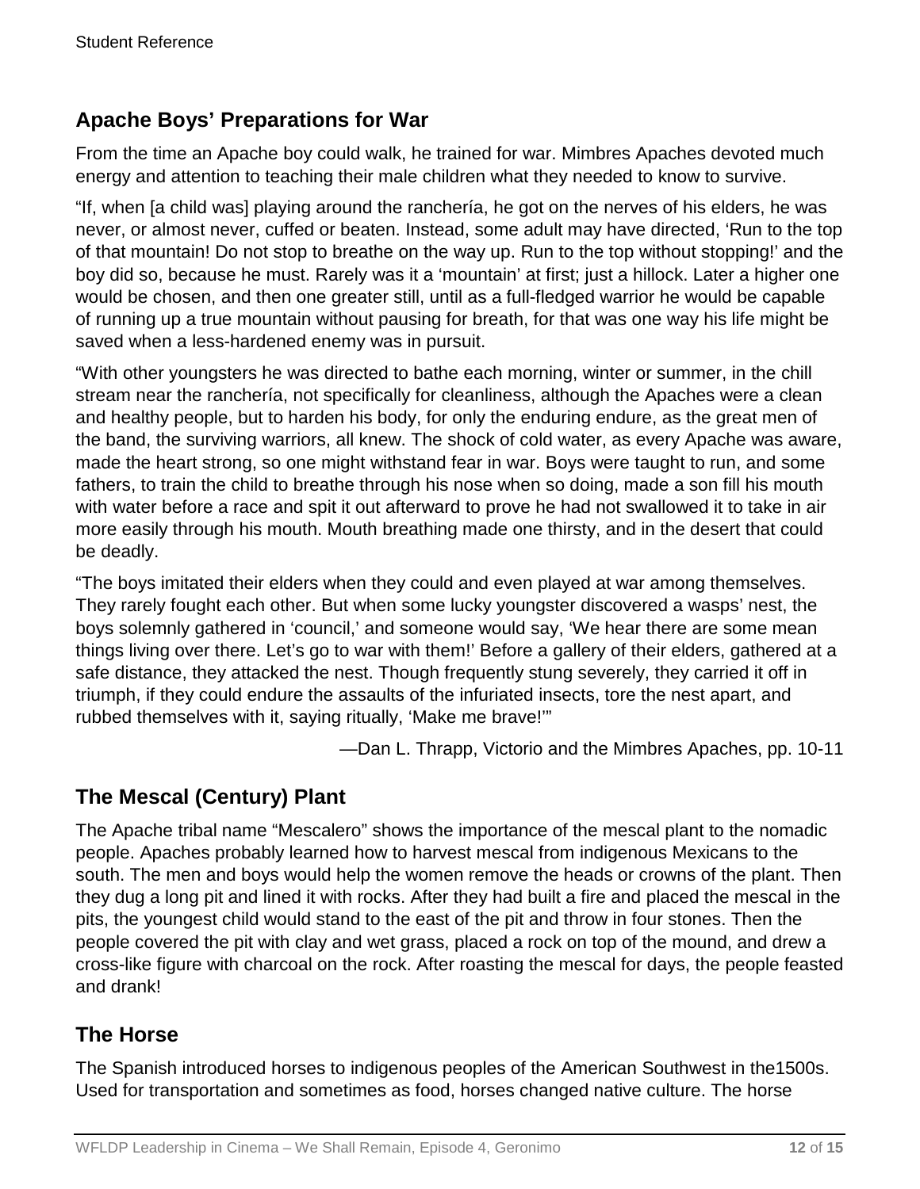## Apache Boys' Preparations for War

From the time an Apache boy could walk, he trained for war. Mimbres Apaches devoted much energy and attention to teaching their male children what they needed to know to survive.

"If, when [a child was] playing around the ranchería, he got on the nerves of his elders, he was never, or almost never, cuffed or beaten. Instead, some adult may have directed, 'Run to the top of that mountain! Do not stop to breathe on the way up. Run to the top without stopping!' and the boy did so, because he must. Rarely was it a 'mountain' at first; just a hillock. Later a higher one would be chosen, and then one greater still, until as a full-fledged warrior he would be capable of running up a true mountain without pausing for breath, for that was one way his life might be saved when a less-hardened enemy was in pursuit.

"With other youngsters he was directed to bathe each morning, winter or summer, in the chill stream near the ranchería, not specifically for cleanliness, although the Apaches were a clean and healthy people, but to harden his body, for only the enduring endure, as the great men of the band, the surviving warriors, all knew. The shock of cold water, as every Apache was aware, made the heart strong, so one might withstand fear in war. Boys were taught to run, and some fathers, to train the child to breathe through his nose when so doing, made a son fill his mouth with water before a race and spit it out afterward to prove he had not swallowed it to take in air more easily through his mouth. Mouth breathing made one thirsty, and in the desert that could be deadly.

"The boys imitated their elders when they could and even played at war among themselves. They rarely fought each other. But when some lucky youngster discovered a wasps' nest, the boys solemnly gathered in 'council,' and someone would say, 'We hear there are some mean things living over there. Let's go to war with them!' Before a gallery of their elders, gathered at a safe distance, they attacked the nest. Though frequently stung severely, they carried it off in triumph, if they could endure the assaults of the infuriated insects, tore the nest apart, and rubbed themselves with it, saying ritually, 'Make me brave!'"

—Dan L. Thrapp, Victorio and the Mimbres Apaches, pp. 10-11

## The Mescal (Century) Plant

The Apache tribal name "Mescalero" shows the importance of the mescal plant to the nomadic people. Apaches probably learned how to harvest mescal from indigenous Mexicans to the south. The men and boys would help the women remove the heads or crowns of the plant. Then they dug a long pit and lined it with rocks. After they had built a fire and placed the mescal in the pits, the youngest child would stand to the east of the pit and throw in four stones. Then the people covered the pit with clay and wet grass, placed a rock on top of the mound, and drew a cross-like figure with charcoal on the rock. After roasting the mescal for days, the people feasted and drank!

## The Horse

The Spanish introduced horses to indigenous peoples of the American Southwest in the1500s. Used for transportation and sometimes as food, horses changed native culture. The horse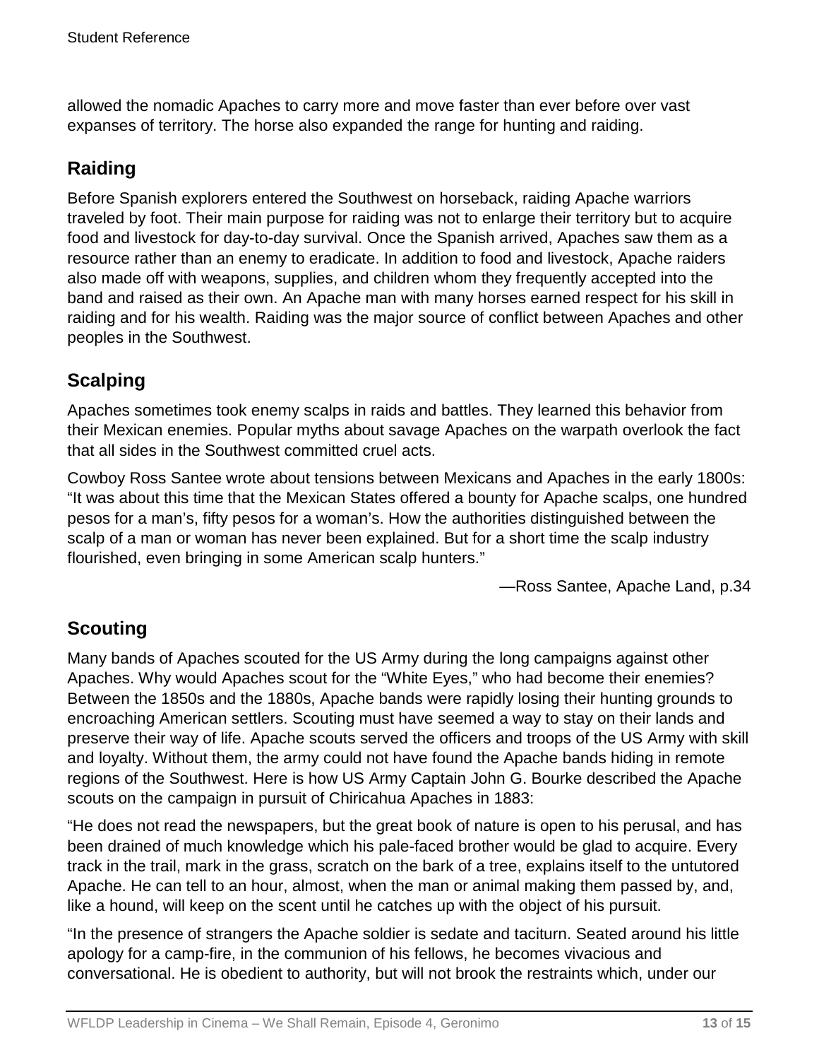allowed the nomadic Apaches to carry more and move faster than ever before over vast expanses of territory. The horse also expanded the range for hunting and raiding.

## Raiding

Before Spanish explorers entered the Southwest on horseback, raiding Apache warriors traveled by foot. Their main purpose for raiding was not to enlarge their territory but to acquire food and livestock for day-to-day survival. Once the Spanish arrived, Apaches saw them as a resource rather than an enemy to eradicate. In addition to food and livestock, Apache raiders also made off with weapons, supplies, and children whom they frequently accepted into the band and raised as their own. An Apache man with many horses earned respect for his skill in raiding and for his wealth. Raiding was the major source of conflict between Apaches and other peoples in the Southwest.

## Scalping

Apaches sometimes took enemy scalps in raids and battles. They learned this behavior from their Mexican enemies. Popular myths about savage Apaches on the warpath overlook the fact that all sides in the Southwest committed cruel acts.

Cowboy Ross Santee wrote about tensions between Mexicans and Apaches in the early 1800s: "It was about this time that the Mexican States offered a bounty for Apache scalps, one hundred pesos for a man's, fifty pesos for a woman's. How the authorities distinguished between the scalp of a man or woman has never been explained. But for a short time the scalp industry flourished, even bringing in some American scalp hunters."

—Ross Santee, Apache Land, p.34

## Scouting

Many bands of Apaches scouted for the US Army during the long campaigns against other Apaches. Why would Apaches scout for the "White Eyes," who had become their enemies? Between the 1850s and the 1880s, Apache bands were rapidly losing their hunting grounds to encroaching American settlers. Scouting must have seemed a way to stay on their lands and preserve their way of life. Apache scouts served the officers and troops of the US Army with skill and loyalty. Without them, the army could not have found the Apache bands hiding in remote regions of the Southwest. Here is how US Army Captain John G. Bourke described the Apache scouts on the campaign in pursuit of Chiricahua Apaches in 1883:

"He does not read the newspapers, but the great book of nature is open to his perusal, and has been drained of much knowledge which his pale-faced brother would be glad to acquire. Every track in the trail, mark in the grass, scratch on the bark of a tree, explains itself to the untutored Apache. He can tell to an hour, almost, when the man or animal making them passed by, and, like a hound, will keep on the scent until he catches up with the object of his pursuit.

"In the presence of strangers the Apache soldier is sedate and taciturn. Seated around his little apology for a camp-fire, in the communion of his fellows, he becomes vivacious and conversational. He is obedient to authority, but will not brook the restraints which, under our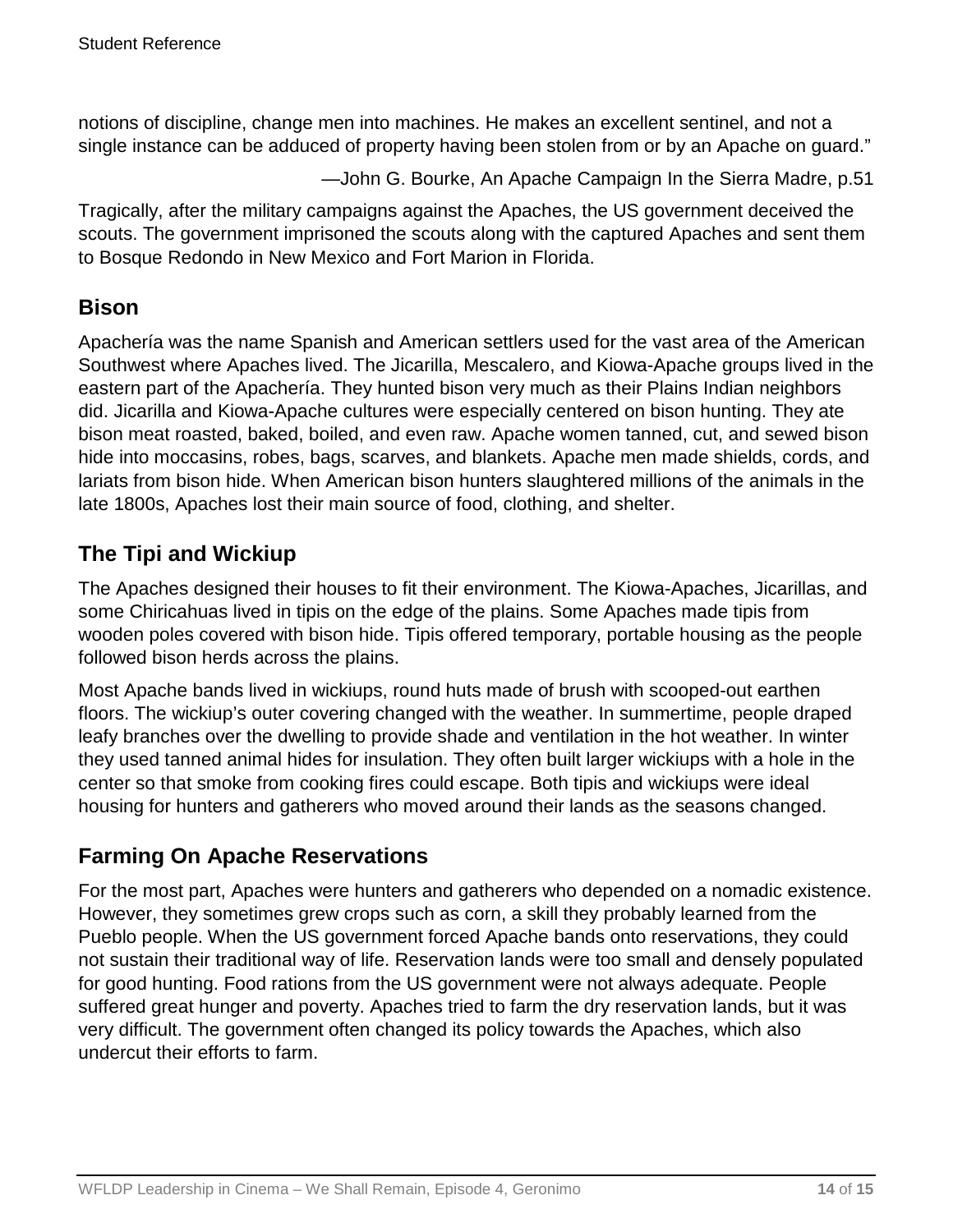notions of discipline, change men into machines. He makes an excellent sentinel, and not a single instance can be adduced of property having been stolen from or by an Apache on guard."

—John G. Bourke, An Apache Campaign In the Sierra Madre, p.51

Tragically, after the military campaigns against the Apaches, the US government deceived the scouts. The government imprisoned the scouts along with the captured Apaches and sent them to Bosque Redondo in New Mexico and Fort Marion in Florida.

## Bison

Apachería was the name Spanish and American settlers used for the vast area of the American Southwest where Apaches lived. The Jicarilla, Mescalero, and Kiowa-Apache groups lived in the eastern part of the Apachería. They hunted bison very much as their Plains Indian neighbors did. Jicarilla and Kiowa-Apache cultures were especially centered on bison hunting. They ate bison meat roasted, baked, boiled, and even raw. Apache women tanned, cut, and sewed bison hide into moccasins, robes, bags, scarves, and blankets. Apache men made shields, cords, and lariats from bison hide. When American bison hunters slaughtered millions of the animals in the late 1800s, Apaches lost their main source of food, clothing, and shelter.

## The Tipi and Wickiup

The Apaches designed their houses to fit their environment. The Kiowa-Apaches, Jicarillas, and some Chiricahuas lived in tipis on the edge of the plains. Some Apaches made tipis from wooden poles covered with bison hide. Tipis offered temporary, portable housing as the people followed bison herds across the plains.

Most Apache bands lived in wickiups, round huts made of brush with scooped-out earthen floors. The wickiup's outer covering changed with the weather. In summertime, people draped leafy branches over the dwelling to provide shade and ventilation in the hot weather. In winter they used tanned animal hides for insulation. They often built larger wickiups with a hole in the center so that smoke from cooking fires could escape. Both tipis and wickiups were ideal housing for hunters and gatherers who moved around their lands as the seasons changed.

## Farming On Apache Reservations

For the most part, Apaches were hunters and gatherers who depended on a nomadic existence. However, they sometimes grew crops such as corn, a skill they probably learned from the Pueblo people. When the US government forced Apache bands onto reservations, they could not sustain their traditional way of life. Reservation lands were too small and densely populated for good hunting. Food rations from the US government were not always adequate. People suffered great hunger and poverty. Apaches tried to farm the dry reservation lands, but it was very difficult. The government often changed its policy towards the Apaches, which also undercut their efforts to farm.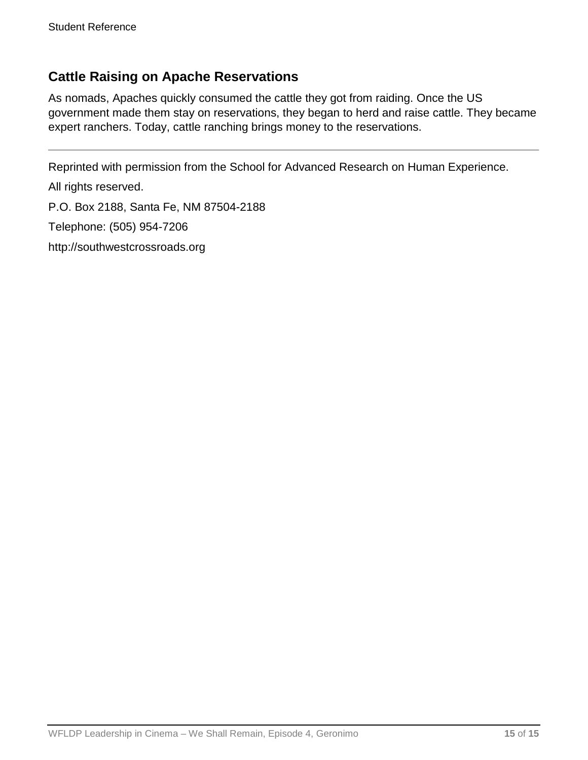## Cattle Raising on Apache Reservations

As nomads, Apaches quickly consumed the cattle they got from raiding. Once the US government made them stay on reservations, they began to herd and raise cattle. They became expert ranchers. Today, cattle ranching brings money to the reservations.

---

Reprinted with permission from the School for Advanced Research on Human Experience.

All rights reserved.

P.O. Box 2188, Santa Fe, NM 87504-2188

Telephone: (505) 954-7206

http://southwestcrossroads.org